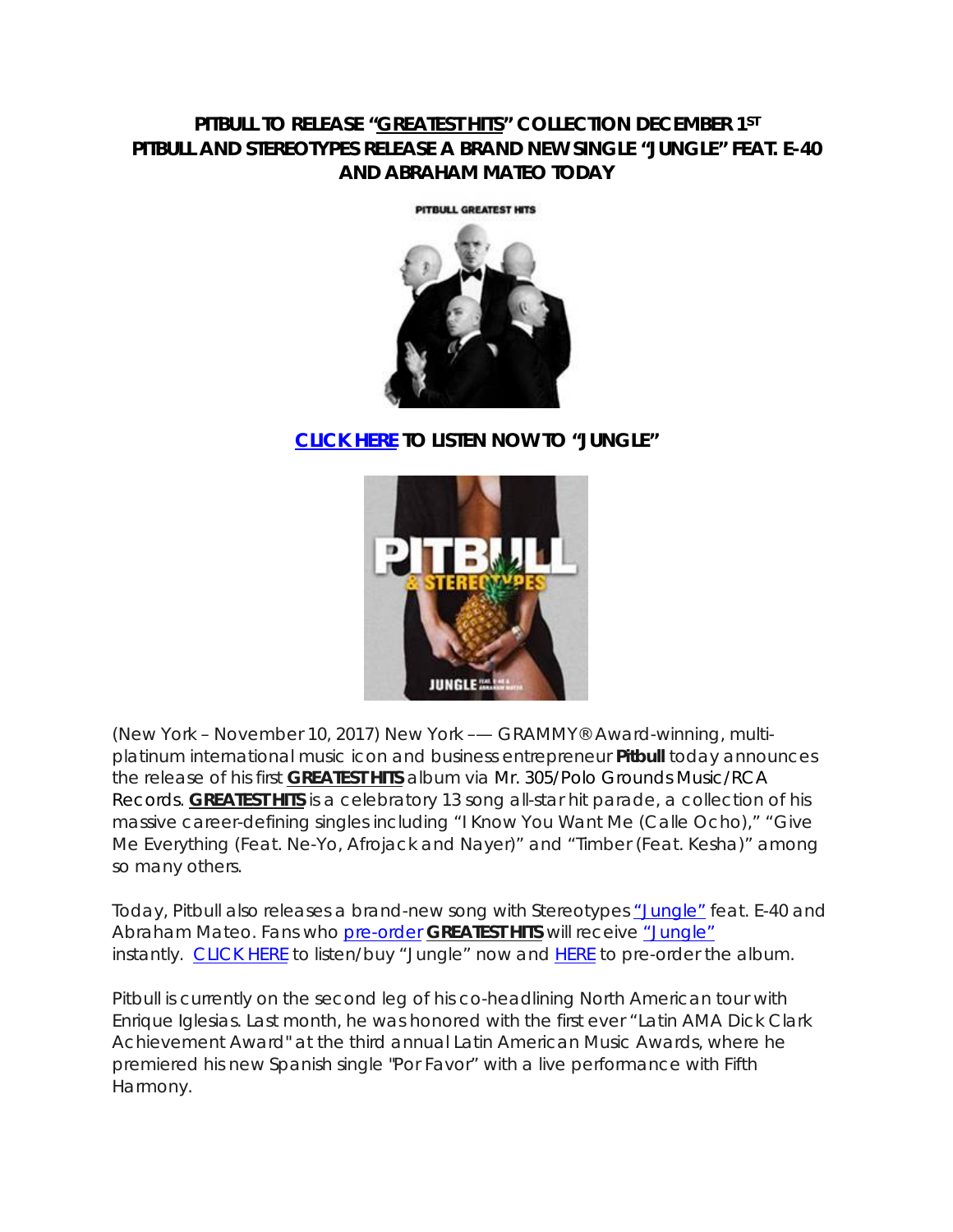**PITBULL TO RELEASE "GREATEST HITS" COLLECTION DECEMBER 1ST**
**PITBULL AND STEREOTYPES RELEASE A BRAND NEW SINGLE "JUNGLE" FEAT. E-40 AND ABRAHAM MATEO TODAY**

**CLICK HERE TO LISTEN NOW TO "JUNGLE"**

(New York – November 10, 2017) New York –– GRAMMY® Award-winning, multi-platinum international music icon and business entrepreneur **Pitbull** today announces the release of his first **GREATEST HITS** album via Mr. 305/Polo Grounds Music/RCA Records. **GREATEST HITS** is a celebratory 13 song all-star hit parade, a collection of his massive career-defining singles including "I Know You Want Me (Calle Ocho)," "Give Me Everything (Feat. Ne-Yo, Afrojack and Nayer)" and "Timber (Feat. Kesha)" among so many others.

Today, Pitbull also releases a brand-new song with Stereotypes "Jungle" feat. E-40 and Abraham Mateo. Fans who pre-order **GREATEST HITS** will receive "Jungle" instantly. CLICK HERE to listen/buy "Jungle" now and HERE to pre-order the album.

Pitbull is currently on the second leg of his co-headlining North American tour with Enrique Iglesias. Last month, he was honored with the first ever "Latin AMA Dick Clark Achievement Award" at the third annual Latin American Music Awards, where he premiered his new Spanish single "Por Favor" with a live performance with Fifth Harmony.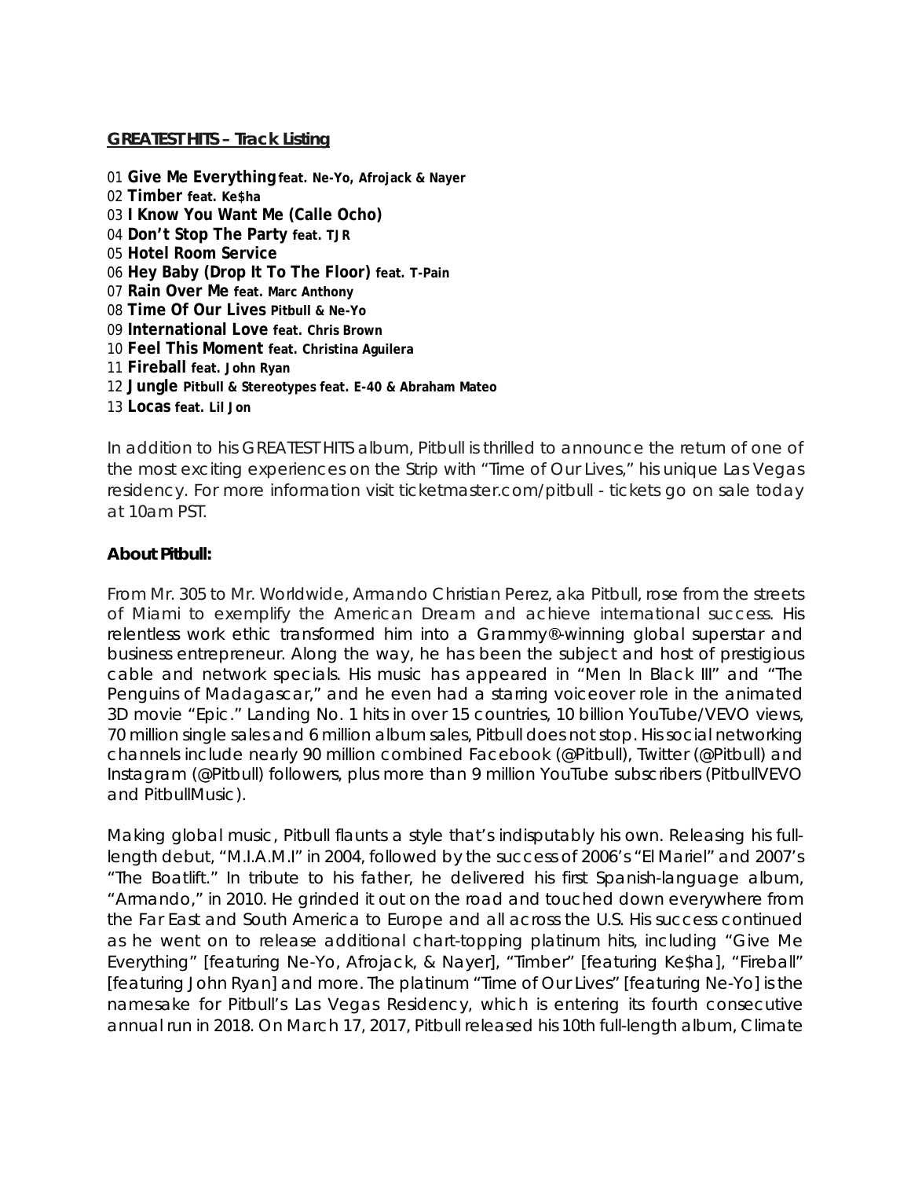**GREATEST HITS – Track Listing**

01 **Give Me Everything feat. Ne-Yo, Afrojack & Nayer**
02 **Timber feat. Ke$ha**
03 **I Know You Want Me (Calle Ocho)**
04 **Don't Stop The Party feat. TJR**
05 **Hotel Room Service**
06 **Hey Baby (Drop It To The Floor) feat. T-Pain**
07 **Rain Over Me feat. Marc Anthony**
08 **Time Of Our Lives Pitbull & Ne-Yo**
09 **International Love feat. Chris Brown**
10 **Feel This Moment feat. Christina Aguilera**
11 **Fireball feat. John Ryan**
12 **Jungle Pitbull & Stereotypes feat. E-40 & Abraham Mateo**
13 **Locas feat. Lil Jon**

In addition to his GREATEST HITS album, Pitbull is thrilled to announce the return of one of the most exciting experiences on the Strip with "Time of Our Lives," his unique Las Vegas residency. For more information visit ticketmaster.com/pitbull - tickets go on sale today at 10am PST.

**About Pitbull:**

From Mr. 305 to Mr. Worldwide, Armando Christian Perez, aka Pitbull, rose from the streets of Miami to exemplify the American Dream and achieve international success. His relentless work ethic transformed him into a Grammy®-winning global superstar and business entrepreneur. Along the way, he has been the subject and host of prestigious cable and network specials. His music has appeared in "Men In Black III" and "The Penguins of Madagascar," and he even had a starring voiceover role in the animated 3D movie "Epic." Landing No. 1 hits in over 15 countries, 10 billion YouTube/VEVO views, 70 million single sales and 6 million album sales, Pitbull does not stop. His social networking channels include nearly 90 million combined Facebook (@Pitbull), Twitter (@Pitbull) and Instagram (@Pitbull) followers, plus more than 9 million YouTube subscribers (PitbullVEVO and PitbullMusic).

Making global music, Pitbull flaunts a style that's indisputably his own. Releasing his full-length debut, "M.I.A.M.I" in 2004, followed by the success of 2006's "El Mariel" and 2007's "The Boatlift." In tribute to his father, he delivered his first Spanish-language album, "Armando," in 2010. He grinded it out on the road and touched down everywhere from the Far East and South America to Europe and all across the U.S. His success continued as he went on to release additional chart-topping platinum hits, including "Give Me Everything" [featuring Ne-Yo, Afrojack, & Nayer], "Timber" [featuring Ke$ha], "Fireball" [featuring John Ryan] and more. The platinum "Time of Our Lives" [featuring Ne-Yo] is the namesake for Pitbull's Las Vegas Residency, which is entering its fourth consecutive annual run in 2018. On March 17, 2017, Pitbull released his 10th full-length album, Climate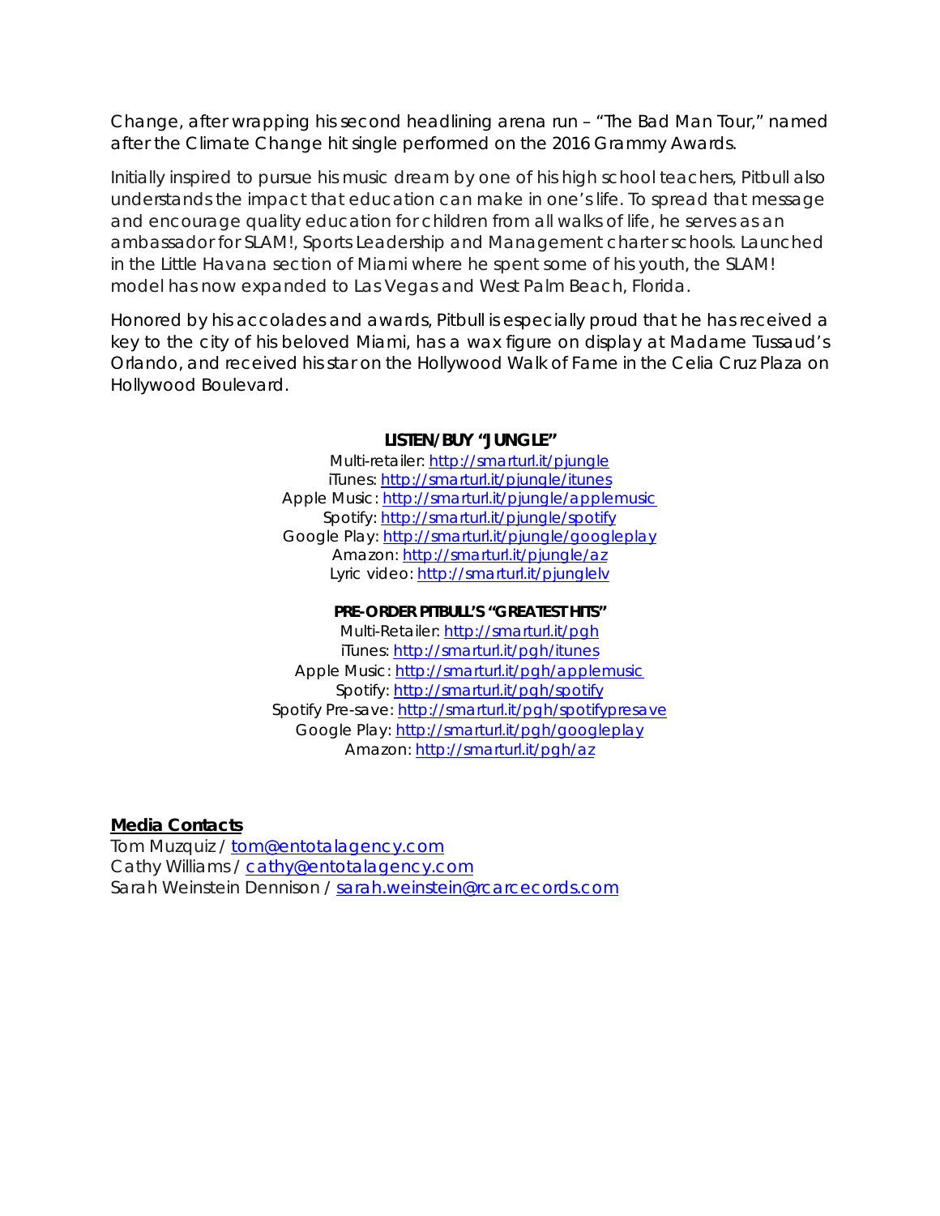Change, after wrapping his second headlining arena run – "The Bad Man Tour," named after the Climate Change hit single performed on the 2016 Grammy Awards.

Initially inspired to pursue his music dream by one of his high school teachers, Pitbull also understands the impact that education can make in one's life. To spread that message and encourage quality education for children from all walks of life, he serves as an ambassador for SLAM!, Sports Leadership and Management charter schools. Launched in the Little Havana section of Miami where he spent some of his youth, the SLAM! model has now expanded to Las Vegas and West Palm Beach, Florida.

Honored by his accolades and awards, Pitbull is especially proud that he has received a key to the city of his beloved Miami, has a wax figure on display at Madame Tussaud's Orlando, and received his star on the Hollywood Walk of Fame in the Celia Cruz Plaza on Hollywood Boulevard.

**LISTEN/BUY "JUNGLE"**

Multi-retailer: http://smarturl.it/pjungle
iTunes: http://smarturl.it/pjungle/itunes
Apple Music: http://smarturl.it/pjungle/applemusic
Spotify: http://smarturl.it/pjungle/spotify
Google Play: http://smarturl.it/pjungle/googleplay
Amazon: http://smarturl.it/pjungle/az
Lyric video: http://smarturl.it/pjunglelv

**PRE-ORDER PITBULL'S "GREATEST HITS"**

Multi-Retailer: http://smarturl.it/pgh
iTunes: http://smarturl.it/pgh/itunes
Apple Music: http://smarturl.it/pgh/applemusic
Spotify: http://smarturl.it/pgh/spotify
Spotify Pre-save: http://smarturl.it/pgh/spotifypresave
Google Play: http://smarturl.it/pgh/googleplay
Amazon: http://smarturl.it/pgh/az

**Media Contacts**

Tom Muzquiz / tom@entotalagency.com
Cathy Williams / cathy@entotalagency.com
Sarah Weinstein Dennison / sarah.weinstein@rcarcecords.com